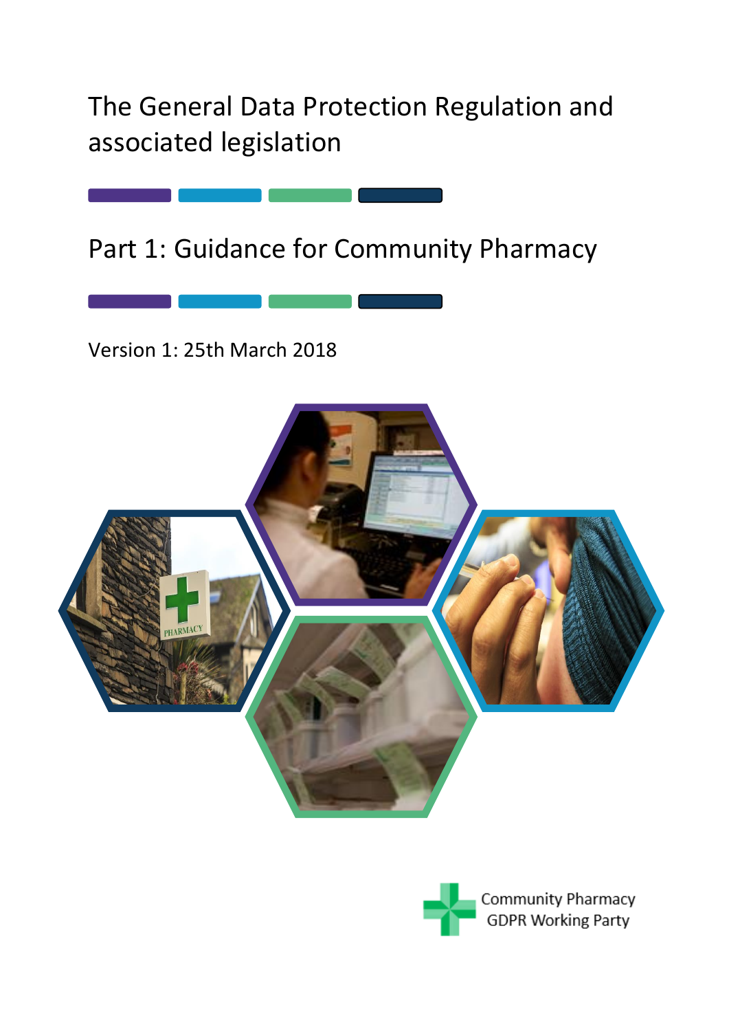# The General Data Protection Regulation and associated legislation

## Part 1: Guidance for Community Pharmacy

Version 1: 25th March 2018

Community Pharmacy GDPR Working Party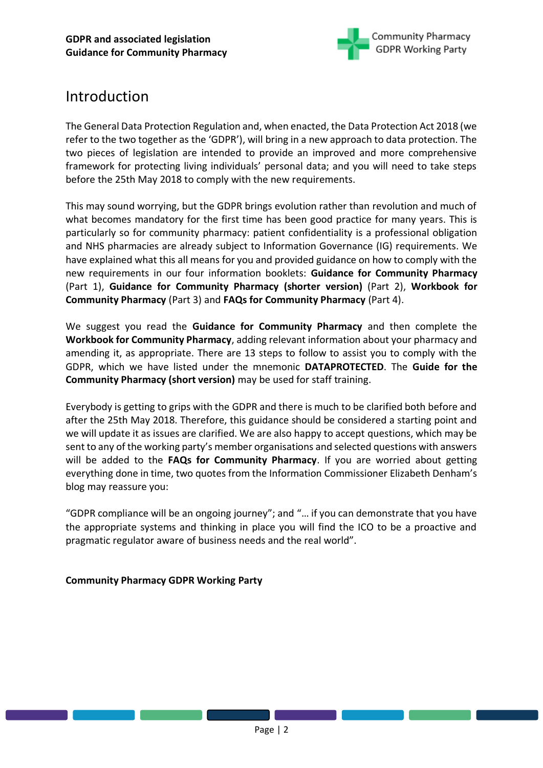# Introduction

The General Data Protection Regulation and, when enacted, the Data Protection Act 2018 (we refer to the two together as the 'GDPR'), will bring in a new approach to data protection. The two pieces of legislation are intended to provide an improved and more comprehensive framework for protecting living individuals' personal data; and you will need to take steps before the 25th May 2018 to comply with the new requirements.

This may sound worrying, but the GDPR brings evolution rather than revolution and much of what becomes mandatory for the first time has been good practice for many years. This is particularly so for community pharmacy: patient confidentiality is a professional obligation and NHS pharmacies are already subject to Information Governance (IG) requirements. We have explained what this all means for you and provided guidance on how to comply with the new requirements in our four information booklets: **Guidance for Community Pharmacy** (Part 1), **Guidance for Community Pharmacy (shorter version)** (Part 2), **Workbook for Community Pharmacy** (Part 3) and **FAQs for Community Pharmacy** (Part 4).

We suggest you read the **Guidance for Community Pharmacy** and then complete the **Workbook for Community Pharmacy**, adding relevant information about your pharmacy and amending it, as appropriate. There are 13 steps to follow to assist you to comply with the GDPR, which we have listed under the mnemonic **DATAPROTECTED**. The **Guide for the Community Pharmacy (short version)** may be used for staff training.

Everybody is getting to grips with the GDPR and there is much to be clarified both before and after the 25th May 2018. Therefore, this guidance should be considered a starting point and we will update it as issues are clarified. We are also happy to accept questions, which may be sent to any of the working party's member organisations and selected questions with answers will be added to the **FAQs for Community Pharmacy**. If you are worried about getting everything done in time, two quotes from the Information Commissioner Elizabeth Denham's blog may reassure you:

"GDPR compliance will be an ongoing journey"; and "… if you can demonstrate that you have the appropriate systems and thinking in place you will find the ICO to be a proactive and pragmatic regulator aware of business needs and the real world".

**Community Pharmacy GDPR Working Party**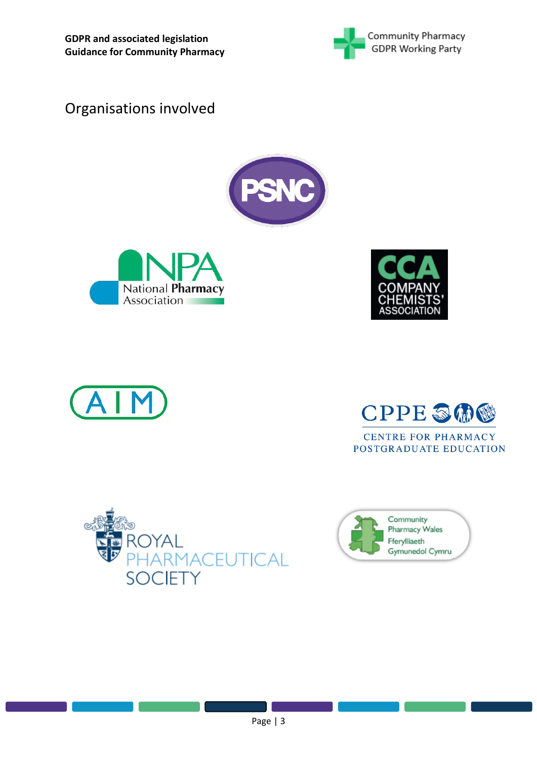# Organisations involved

PSNC

NPA National Pharmacy Association

CCA Company Chemists' Association

AIM

CPPE Centre for Pharmacy Postgraduate Education

Royal Pharmaceutical Society

Community Pharmacy Wales Fferylliaeth Gymunedol Cymru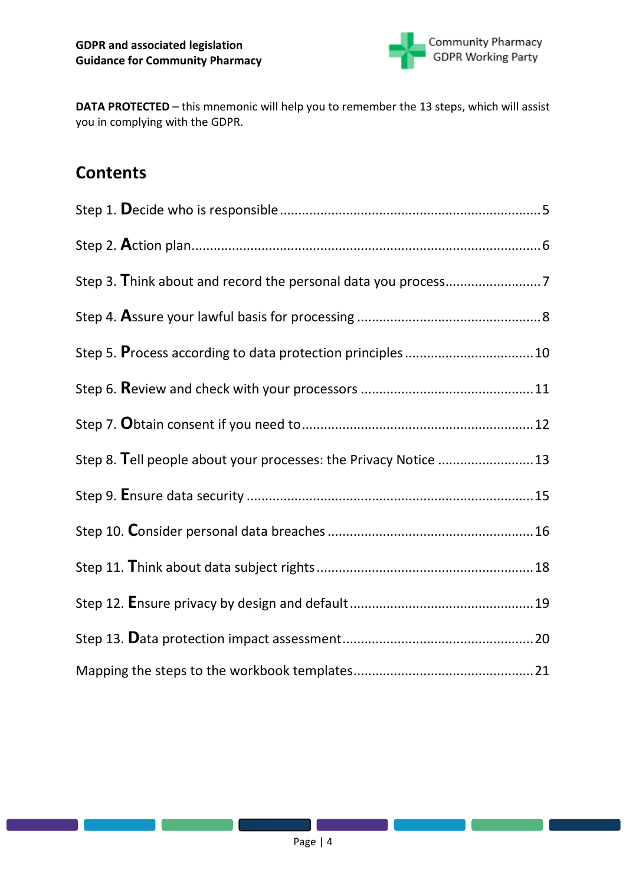**DATA PROTECTED** – this mnemonic will help you to remember the 13 steps, which will assist you in complying with the GDPR.

## Contents

Step 1. **D**ecide who is responsible ..... 5

Step 2. **A**ction plan ..... 6

Step 3. **T**hink about and record the personal data you process ..... 7

Step 4. **A**ssure your lawful basis for processing ..... 8

Step 5. **P**rocess according to data protection principles ..... 10

Step 6. **R**eview and check with your processors ..... 11

Step 7. **O**btain consent if you need to ..... 12

Step 8. **T**ell people about your processes: the Privacy Notice ..... 13

Step 9. **E**nsure data security ..... 15

Step 10. **C**onsider personal data breaches ..... 16

Step 11. **T**hink about data subject rights ..... 18

Step 12. **E**nsure privacy by design and default ..... 19

Step 13. **D**ata protection impact assessment ..... 20

Mapping the steps to the workbook templates ..... 21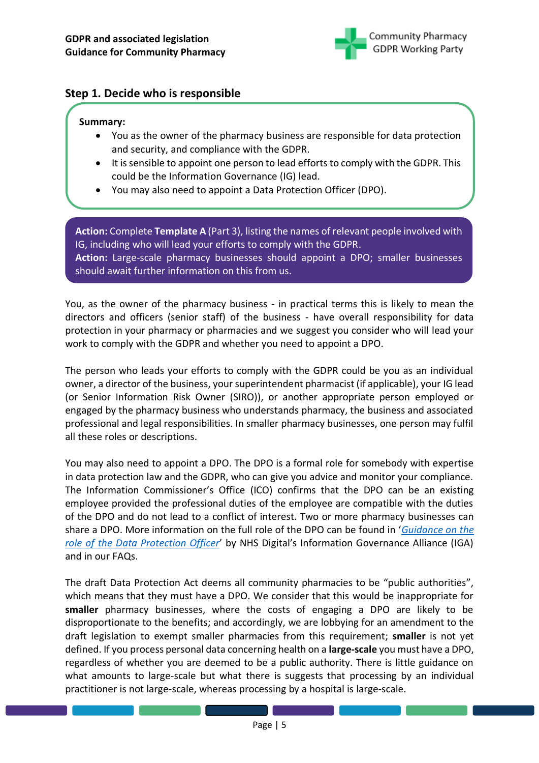## Step 1. Decide who is responsible

**Summary:**

- You as the owner of the pharmacy business are responsible for data protection and security, and compliance with the GDPR.
- It is sensible to appoint one person to lead efforts to comply with the GDPR. This could be the Information Governance (IG) lead.
- You may also need to appoint a Data Protection Officer (DPO).

**Action:** Complete **Template A** (Part 3), listing the names of relevant people involved with IG, including who will lead your efforts to comply with the GDPR.
**Action:** Large-scale pharmacy businesses should appoint a DPO; smaller businesses should await further information on this from us.

You, as the owner of the pharmacy business - in practical terms this is likely to mean the directors and officers (senior staff) of the business - have overall responsibility for data protection in your pharmacy or pharmacies and we suggest you consider who will lead your work to comply with the GDPR and whether you need to appoint a DPO.

The person who leads your efforts to comply with the GDPR could be you as an individual owner, a director of the business, your superintendent pharmacist (if applicable), your IG lead (or Senior Information Risk Owner (SIRO)), or another appropriate person employed or engaged by the pharmacy business who understands pharmacy, the business and associated professional and legal responsibilities. In smaller pharmacy businesses, one person may fulfil all these roles or descriptions.

You may also need to appoint a DPO. The DPO is a formal role for somebody with expertise in data protection law and the GDPR, who can give you advice and monitor your compliance. The Information Commissioner's Office (ICO) confirms that the DPO can be an existing employee provided the professional duties of the employee are compatible with the duties of the DPO and do not lead to a conflict of interest. Two or more pharmacy businesses can share a DPO. More information on the full role of the DPO can be found in '*Guidance on the role of the Data Protection Officer*' by NHS Digital's Information Governance Alliance (IGA) and in our FAQs.

The draft Data Protection Act deems all community pharmacies to be "public authorities", which means that they must have a DPO. We consider that this would be inappropriate for **smaller** pharmacy businesses, where the costs of engaging a DPO are likely to be disproportionate to the benefits; and accordingly, we are lobbying for an amendment to the draft legislation to exempt smaller pharmacies from this requirement; **smaller** is not yet defined. If you process personal data concerning health on a **large-scale** you must have a DPO, regardless of whether you are deemed to be a public authority. There is little guidance on what amounts to large-scale but what there is suggests that processing by an individual practitioner is not large-scale, whereas processing by a hospital is large-scale.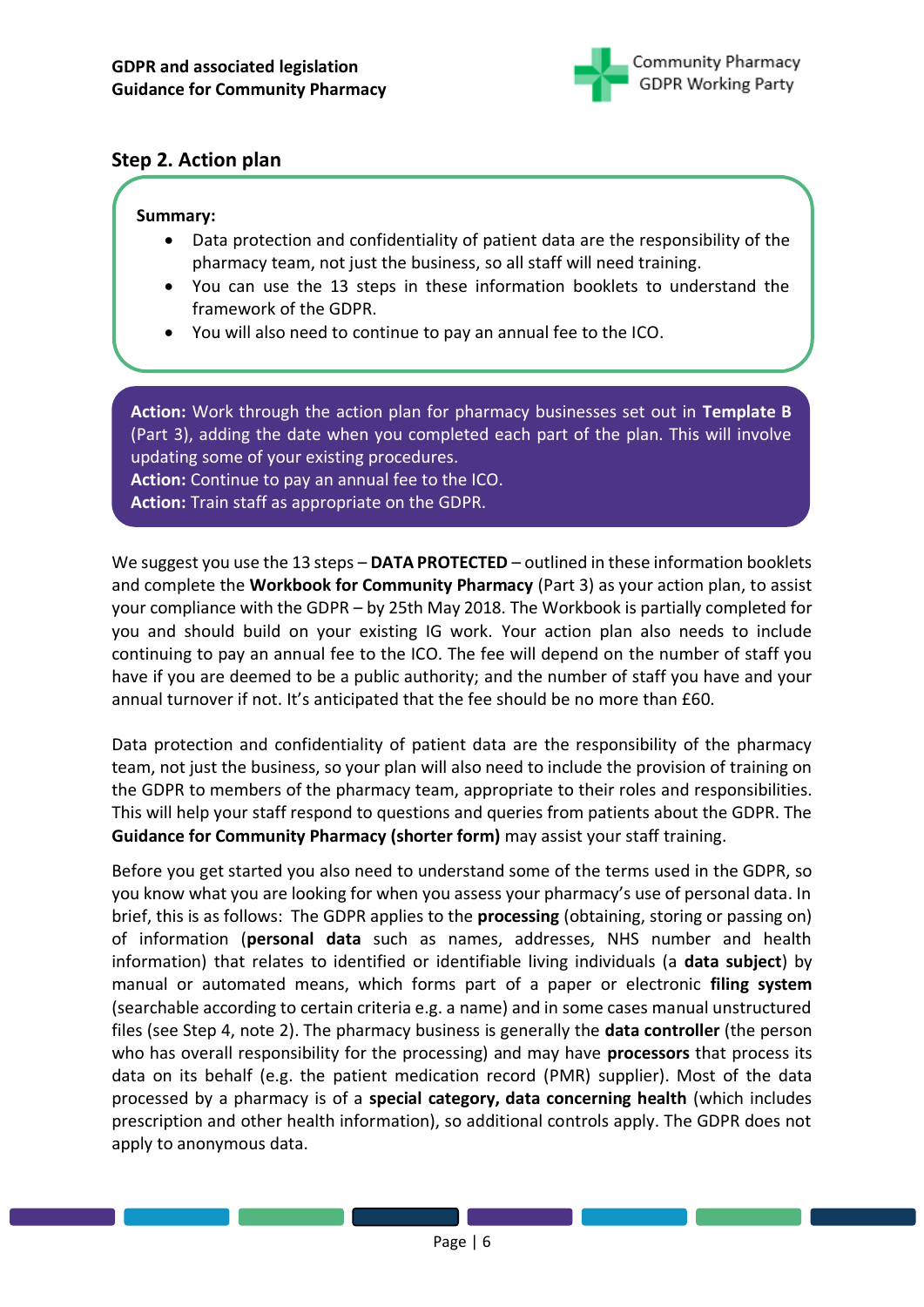## Step 2. Action plan

**Summary:**

- Data protection and confidentiality of patient data are the responsibility of the pharmacy team, not just the business, so all staff will need training.
- You can use the 13 steps in these information booklets to understand the framework of the GDPR.
- You will also need to continue to pay an annual fee to the ICO.

**Action:** Work through the action plan for pharmacy businesses set out in **Template B** (Part 3), adding the date when you completed each part of the plan. This will involve updating some of your existing procedures.
**Action:** Continue to pay an annual fee to the ICO.
**Action:** Train staff as appropriate on the GDPR.

We suggest you use the 13 steps – **DATA PROTECTED** – outlined in these information booklets and complete the **Workbook for Community Pharmacy** (Part 3) as your action plan, to assist your compliance with the GDPR – by 25th May 2018. The Workbook is partially completed for you and should build on your existing IG work. Your action plan also needs to include continuing to pay an annual fee to the ICO. The fee will depend on the number of staff you have if you are deemed to be a public authority; and the number of staff you have and your annual turnover if not. It's anticipated that the fee should be no more than £60.

Data protection and confidentiality of patient data are the responsibility of the pharmacy team, not just the business, so your plan will also need to include the provision of training on the GDPR to members of the pharmacy team, appropriate to their roles and responsibilities. This will help your staff respond to questions and queries from patients about the GDPR. The **Guidance for Community Pharmacy (shorter form)** may assist your staff training.

Before you get started you also need to understand some of the terms used in the GDPR, so you know what you are looking for when you assess your pharmacy's use of personal data. In brief, this is as follows: The GDPR applies to the **processing** (obtaining, storing or passing on) of information (**personal data** such as names, addresses, NHS number and health information) that relates to identified or identifiable living individuals (a **data subject**) by manual or automated means, which forms part of a paper or electronic **filing system** (searchable according to certain criteria e.g. a name) and in some cases manual unstructured files (see Step 4, note 2). The pharmacy business is generally the **data controller** (the person who has overall responsibility for the processing) and may have **processors** that process its data on its behalf (e.g. the patient medication record (PMR) supplier). Most of the data processed by a pharmacy is of a **special category, data concerning health** (which includes prescription and other health information), so additional controls apply. The GDPR does not apply to anonymous data.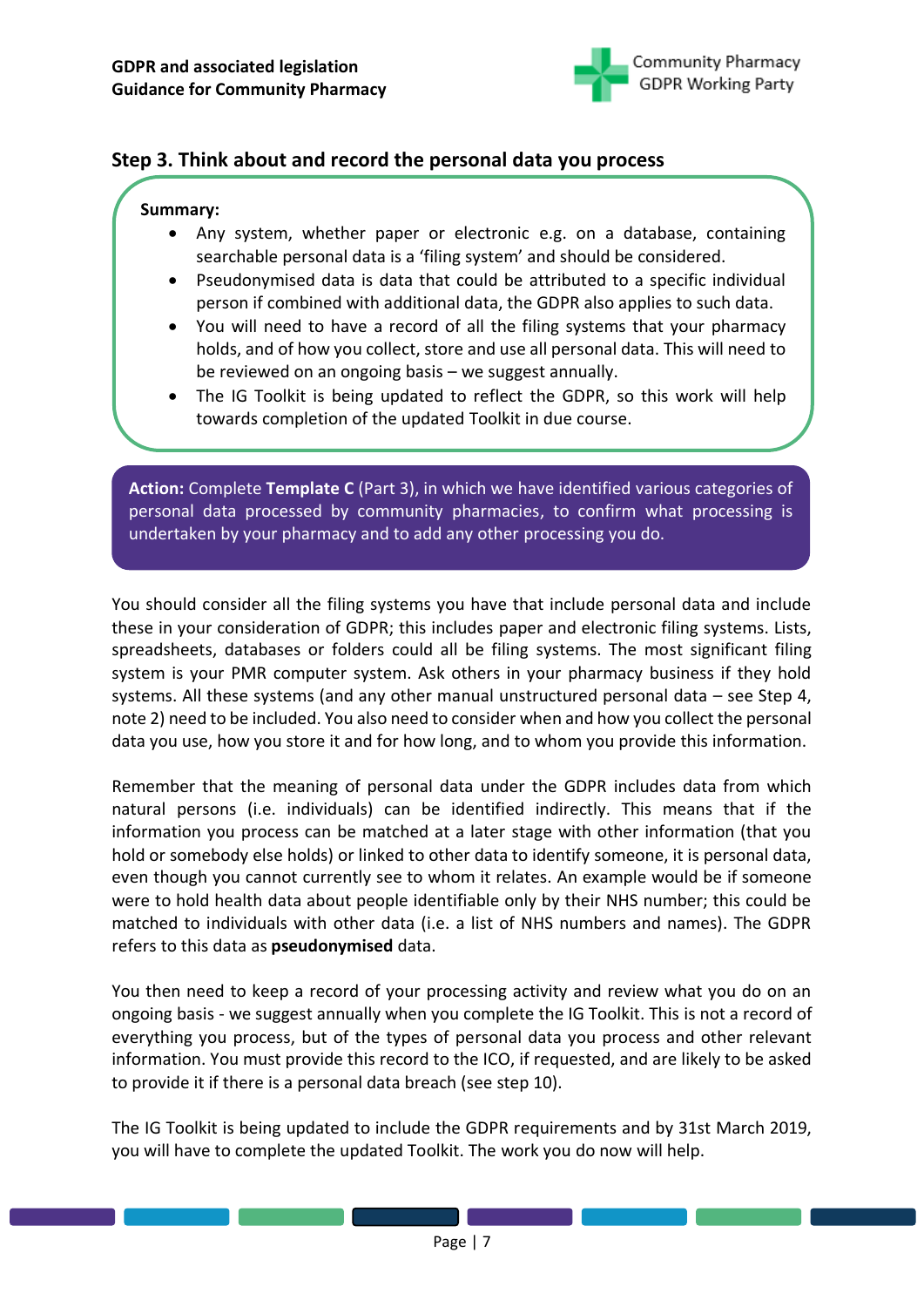## Step 3. Think about and record the personal data you process

**Summary:**

- Any system, whether paper or electronic e.g. on a database, containing searchable personal data is a 'filing system' and should be considered.
- Pseudonymised data is data that could be attributed to a specific individual person if combined with additional data, the GDPR also applies to such data.
- You will need to have a record of all the filing systems that your pharmacy holds, and of how you collect, store and use all personal data. This will need to be reviewed on an ongoing basis – we suggest annually.
- The IG Toolkit is being updated to reflect the GDPR, so this work will help towards completion of the updated Toolkit in due course.

**Action:** Complete **Template C** (Part 3), in which we have identified various categories of personal data processed by community pharmacies, to confirm what processing is undertaken by your pharmacy and to add any other processing you do.

You should consider all the filing systems you have that include personal data and include these in your consideration of GDPR; this includes paper and electronic filing systems. Lists, spreadsheets, databases or folders could all be filing systems. The most significant filing system is your PMR computer system. Ask others in your pharmacy business if they hold systems. All these systems (and any other manual unstructured personal data – see Step 4, note 2) need to be included. You also need to consider when and how you collect the personal data you use, how you store it and for how long, and to whom you provide this information.

Remember that the meaning of personal data under the GDPR includes data from which natural persons (i.e. individuals) can be identified indirectly. This means that if the information you process can be matched at a later stage with other information (that you hold or somebody else holds) or linked to other data to identify someone, it is personal data, even though you cannot currently see to whom it relates. An example would be if someone were to hold health data about people identifiable only by their NHS number; this could be matched to individuals with other data (i.e. a list of NHS numbers and names). The GDPR refers to this data as **pseudonymised** data.

You then need to keep a record of your processing activity and review what you do on an ongoing basis - we suggest annually when you complete the IG Toolkit. This is not a record of everything you process, but of the types of personal data you process and other relevant information. You must provide this record to the ICO, if requested, and are likely to be asked to provide it if there is a personal data breach (see step 10).

The IG Toolkit is being updated to include the GDPR requirements and by 31st March 2019, you will have to complete the updated Toolkit. The work you do now will help.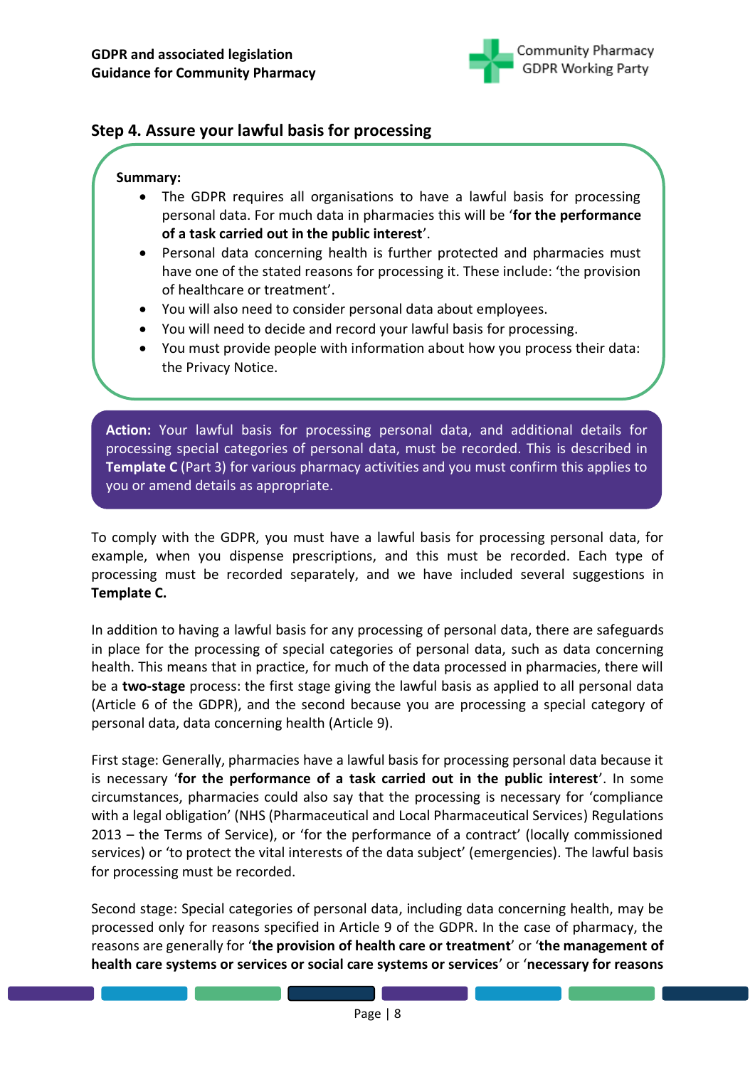## Step 4. Assure your lawful basis for processing

**Summary:**

- The GDPR requires all organisations to have a lawful basis for processing personal data. For much data in pharmacies this will be '**for the performance of a task carried out in the public interest**'.
- Personal data concerning health is further protected and pharmacies must have one of the stated reasons for processing it. These include: 'the provision of healthcare or treatment'.
- You will also need to consider personal data about employees.
- You will need to decide and record your lawful basis for processing.
- You must provide people with information about how you process their data: the Privacy Notice.

**Action:** Your lawful basis for processing personal data, and additional details for processing special categories of personal data, must be recorded. This is described in **Template C** (Part 3) for various pharmacy activities and you must confirm this applies to you or amend details as appropriate.

To comply with the GDPR, you must have a lawful basis for processing personal data, for example, when you dispense prescriptions, and this must be recorded. Each type of processing must be recorded separately, and we have included several suggestions in **Template C.**

In addition to having a lawful basis for any processing of personal data, there are safeguards in place for the processing of special categories of personal data, such as data concerning health. This means that in practice, for much of the data processed in pharmacies, there will be a **two-stage** process: the first stage giving the lawful basis as applied to all personal data (Article 6 of the GDPR), and the second because you are processing a special category of personal data, data concerning health (Article 9).

First stage: Generally, pharmacies have a lawful basis for processing personal data because it is necessary '**for the performance of a task carried out in the public interest**'. In some circumstances, pharmacies could also say that the processing is necessary for 'compliance with a legal obligation' (NHS (Pharmaceutical and Local Pharmaceutical Services) Regulations 2013 – the Terms of Service), or 'for the performance of a contract' (locally commissioned services) or 'to protect the vital interests of the data subject' (emergencies). The lawful basis for processing must be recorded.

Second stage: Special categories of personal data, including data concerning health, may be processed only for reasons specified in Article 9 of the GDPR. In the case of pharmacy, the reasons are generally for '**the provision of health care or treatment**' or '**the management of health care systems or services or social care systems or services**' or '**necessary for reasons**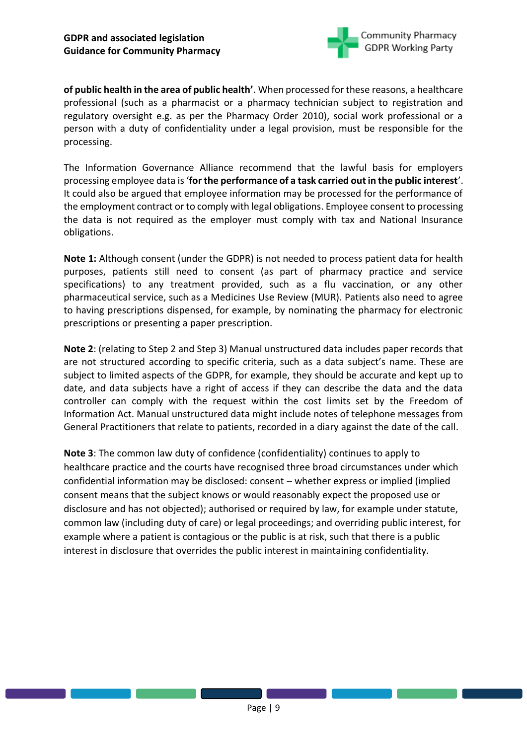**of public health in the area of public health'**. When processed for these reasons, a healthcare professional (such as a pharmacist or a pharmacy technician subject to registration and regulatory oversight e.g. as per the Pharmacy Order 2010), social work professional or a person with a duty of confidentiality under a legal provision, must be responsible for the processing.

The Information Governance Alliance recommend that the lawful basis for employers processing employee data is '**for the performance of a task carried out in the public interest**'. It could also be argued that employee information may be processed for the performance of the employment contract or to comply with legal obligations. Employee consent to processing the data is not required as the employer must comply with tax and National Insurance obligations.

**Note 1:** Although consent (under the GDPR) is not needed to process patient data for health purposes, patients still need to consent (as part of pharmacy practice and service specifications) to any treatment provided, such as a flu vaccination, or any other pharmaceutical service, such as a Medicines Use Review (MUR). Patients also need to agree to having prescriptions dispensed, for example, by nominating the pharmacy for electronic prescriptions or presenting a paper prescription.

**Note 2**: (relating to Step 2 and Step 3) Manual unstructured data includes paper records that are not structured according to specific criteria, such as a data subject's name. These are subject to limited aspects of the GDPR, for example, they should be accurate and kept up to date, and data subjects have a right of access if they can describe the data and the data controller can comply with the request within the cost limits set by the Freedom of Information Act. Manual unstructured data might include notes of telephone messages from General Practitioners that relate to patients, recorded in a diary against the date of the call.

**Note 3**: The common law duty of confidence (confidentiality) continues to apply to healthcare practice and the courts have recognised three broad circumstances under which confidential information may be disclosed: consent – whether express or implied (implied consent means that the subject knows or would reasonably expect the proposed use or disclosure and has not objected); authorised or required by law, for example under statute, common law (including duty of care) or legal proceedings; and overriding public interest, for example where a patient is contagious or the public is at risk, such that there is a public interest in disclosure that overrides the public interest in maintaining confidentiality.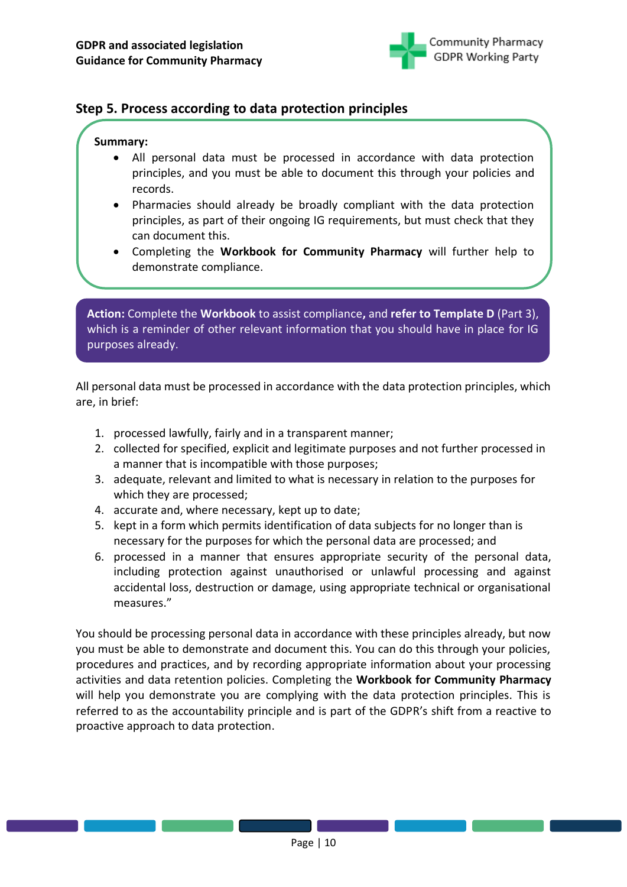## Step 5. Process according to data protection principles

**Summary:**

- All personal data must be processed in accordance with data protection principles, and you must be able to document this through your policies and records.
- Pharmacies should already be broadly compliant with the data protection principles, as part of their ongoing IG requirements, but must check that they can document this.
- Completing the **Workbook for Community Pharmacy** will further help to demonstrate compliance.

**Action:** Complete the **Workbook** to assist compliance**,** and **refer to Template D** (Part 3), which is a reminder of other relevant information that you should have in place for IG purposes already.

All personal data must be processed in accordance with the data protection principles, which are, in brief:

1. processed lawfully, fairly and in a transparent manner;
2. collected for specified, explicit and legitimate purposes and not further processed in a manner that is incompatible with those purposes;
3. adequate, relevant and limited to what is necessary in relation to the purposes for which they are processed;
4. accurate and, where necessary, kept up to date;
5. kept in a form which permits identification of data subjects for no longer than is necessary for the purposes for which the personal data are processed; and
6. processed in a manner that ensures appropriate security of the personal data, including protection against unauthorised or unlawful processing and against accidental loss, destruction or damage, using appropriate technical or organisational measures."

You should be processing personal data in accordance with these principles already, but now you must be able to demonstrate and document this. You can do this through your policies, procedures and practices, and by recording appropriate information about your processing activities and data retention policies. Completing the **Workbook for Community Pharmacy** will help you demonstrate you are complying with the data protection principles. This is referred to as the accountability principle and is part of the GDPR's shift from a reactive to proactive approach to data protection.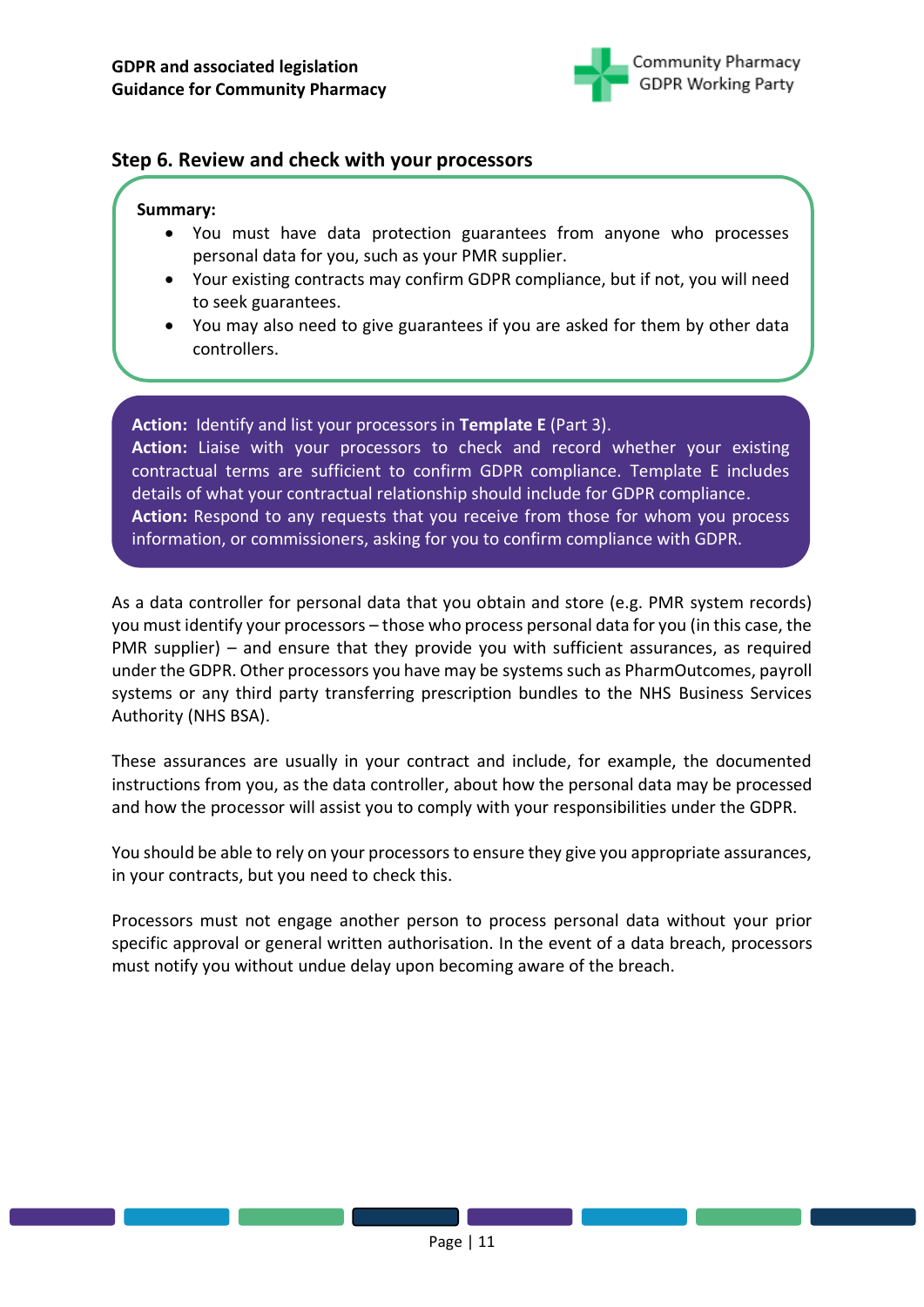## Step 6. Review and check with your processors

**Summary:**

- You must have data protection guarantees from anyone who processes personal data for you, such as your PMR supplier.
- Your existing contracts may confirm GDPR compliance, but if not, you will need to seek guarantees.
- You may also need to give guarantees if you are asked for them by other data controllers.

**Action:** Identify and list your processors in **Template E** (Part 3).
**Action:** Liaise with your processors to check and record whether your existing contractual terms are sufficient to confirm GDPR compliance. Template E includes details of what your contractual relationship should include for GDPR compliance.
**Action:** Respond to any requests that you receive from those for whom you process information, or commissioners, asking for you to confirm compliance with GDPR.

As a data controller for personal data that you obtain and store (e.g. PMR system records) you must identify your processors – those who process personal data for you (in this case, the PMR supplier) – and ensure that they provide you with sufficient assurances, as required under the GDPR. Other processors you have may be systems such as PharmOutcomes, payroll systems or any third party transferring prescription bundles to the NHS Business Services Authority (NHS BSA).

These assurances are usually in your contract and include, for example, the documented instructions from you, as the data controller, about how the personal data may be processed and how the processor will assist you to comply with your responsibilities under the GDPR.

You should be able to rely on your processors to ensure they give you appropriate assurances, in your contracts, but you need to check this.

Processors must not engage another person to process personal data without your prior specific approval or general written authorisation. In the event of a data breach, processors must notify you without undue delay upon becoming aware of the breach.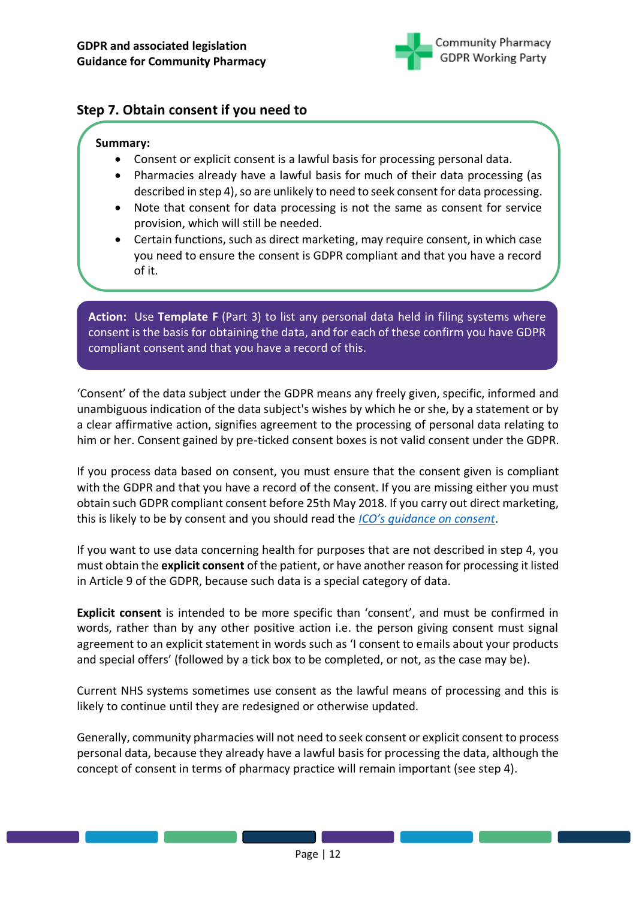## Step 7. Obtain consent if you need to

**Summary:**

- Consent or explicit consent is a lawful basis for processing personal data.
- Pharmacies already have a lawful basis for much of their data processing (as described in step 4), so are unlikely to need to seek consent for data processing.
- Note that consent for data processing is not the same as consent for service provision, which will still be needed.
- Certain functions, such as direct marketing, may require consent, in which case you need to ensure the consent is GDPR compliant and that you have a record of it.

**Action:** Use **Template F** (Part 3) to list any personal data held in filing systems where consent is the basis for obtaining the data, and for each of these confirm you have GDPR compliant consent and that you have a record of this.

'Consent' of the data subject under the GDPR means any freely given, specific, informed and unambiguous indication of the data subject's wishes by which he or she, by a statement or by a clear affirmative action, signifies agreement to the processing of personal data relating to him or her. Consent gained by pre-ticked consent boxes is not valid consent under the GDPR.

If you process data based on consent, you must ensure that the consent given is compliant with the GDPR and that you have a record of the consent. If you are missing either you must obtain such GDPR compliant consent before 25th May 2018. If you carry out direct marketing, this is likely to be by consent and you should read the *ICO's guidance on consent*.

If you want to use data concerning health for purposes that are not described in step 4, you must obtain the **explicit consent** of the patient, or have another reason for processing it listed in Article 9 of the GDPR, because such data is a special category of data.

**Explicit consent** is intended to be more specific than 'consent', and must be confirmed in words, rather than by any other positive action i.e. the person giving consent must signal agreement to an explicit statement in words such as 'I consent to emails about your products and special offers' (followed by a tick box to be completed, or not, as the case may be).

Current NHS systems sometimes use consent as the lawful means of processing and this is likely to continue until they are redesigned or otherwise updated.

Generally, community pharmacies will not need to seek consent or explicit consent to process personal data, because they already have a lawful basis for processing the data, although the concept of consent in terms of pharmacy practice will remain important (see step 4).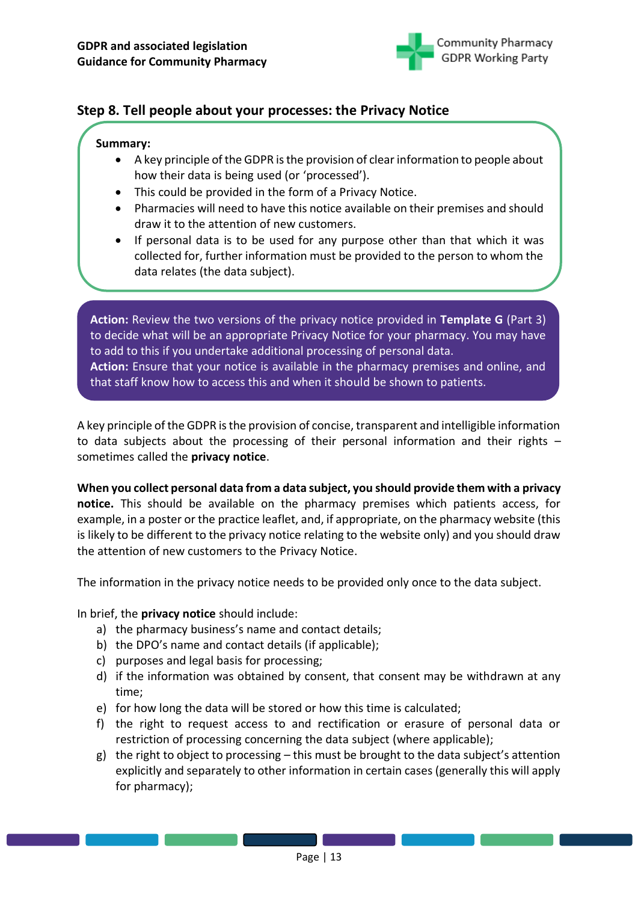## Step 8. Tell people about your processes: the Privacy Notice

**Summary:**

- A key principle of the GDPR is the provision of clear information to people about how their data is being used (or 'processed').
- This could be provided in the form of a Privacy Notice.
- Pharmacies will need to have this notice available on their premises and should draw it to the attention of new customers.
- If personal data is to be used for any purpose other than that which it was collected for, further information must be provided to the person to whom the data relates (the data subject).

**Action:** Review the two versions of the privacy notice provided in **Template G** (Part 3) to decide what will be an appropriate Privacy Notice for your pharmacy. You may have to add to this if you undertake additional processing of personal data.
**Action:** Ensure that your notice is available in the pharmacy premises and online, and that staff know how to access this and when it should be shown to patients.

A key principle of the GDPR is the provision of concise, transparent and intelligible information to data subjects about the processing of their personal information and their rights – sometimes called the **privacy notice**.

**When you collect personal data from a data subject, you should provide them with a privacy notice.** This should be available on the pharmacy premises which patients access, for example, in a poster or the practice leaflet, and, if appropriate, on the pharmacy website (this is likely to be different to the privacy notice relating to the website only) and you should draw the attention of new customers to the Privacy Notice.

The information in the privacy notice needs to be provided only once to the data subject.

In brief, the **privacy notice** should include:

a) the pharmacy business's name and contact details;
b) the DPO's name and contact details (if applicable);
c) purposes and legal basis for processing;
d) if the information was obtained by consent, that consent may be withdrawn at any time;
e) for how long the data will be stored or how this time is calculated;
f) the right to request access to and rectification or erasure of personal data or restriction of processing concerning the data subject (where applicable);
g) the right to object to processing – this must be brought to the data subject's attention explicitly and separately to other information in certain cases (generally this will apply for pharmacy);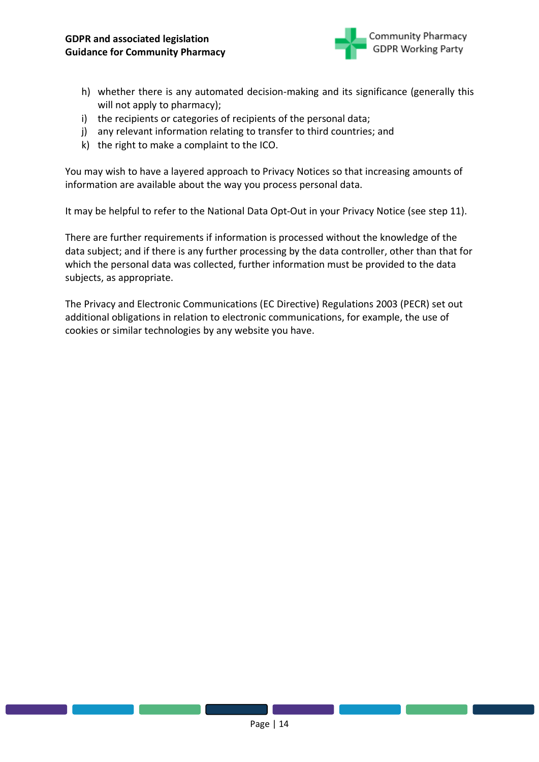h) whether there is any automated decision-making and its significance (generally this will not apply to pharmacy);
i) the recipients or categories of recipients of the personal data;
j) any relevant information relating to transfer to third countries; and
k) the right to make a complaint to the ICO.

You may wish to have a layered approach to Privacy Notices so that increasing amounts of information are available about the way you process personal data.

It may be helpful to refer to the National Data Opt-Out in your Privacy Notice (see step 11).

There are further requirements if information is processed without the knowledge of the data subject; and if there is any further processing by the data controller, other than that for which the personal data was collected, further information must be provided to the data subjects, as appropriate.

The Privacy and Electronic Communications (EC Directive) Regulations 2003 (PECR) set out additional obligations in relation to electronic communications, for example, the use of cookies or similar technologies by any website you have.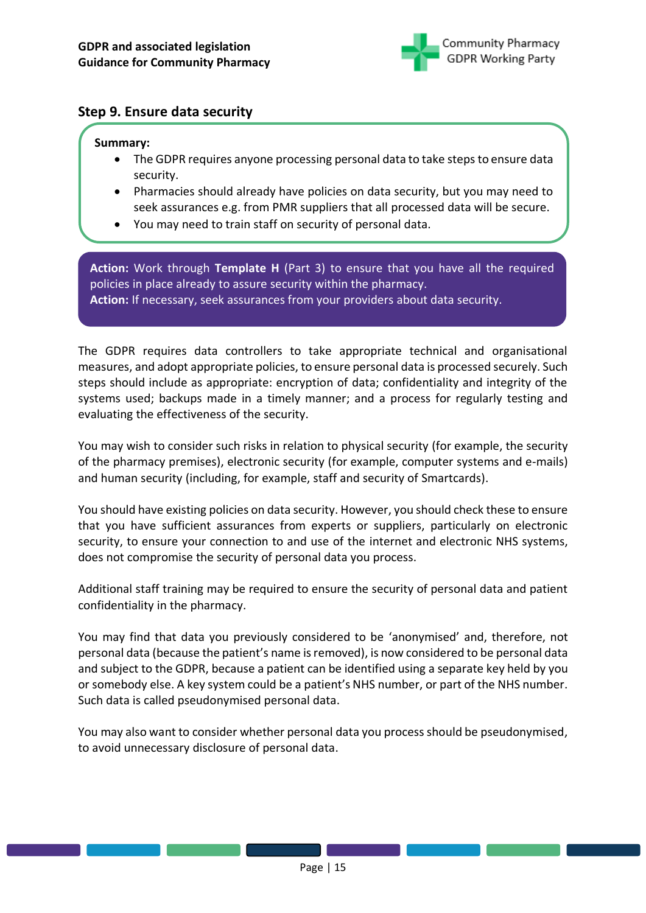## Step 9. Ensure data security

**Summary:**

- The GDPR requires anyone processing personal data to take steps to ensure data security.
- Pharmacies should already have policies on data security, but you may need to seek assurances e.g. from PMR suppliers that all processed data will be secure.
- You may need to train staff on security of personal data.

**Action:** Work through **Template H** (Part 3) to ensure that you have all the required policies in place already to assure security within the pharmacy.
**Action:** If necessary, seek assurances from your providers about data security.

The GDPR requires data controllers to take appropriate technical and organisational measures, and adopt appropriate policies, to ensure personal data is processed securely. Such steps should include as appropriate: encryption of data; confidentiality and integrity of the systems used; backups made in a timely manner; and a process for regularly testing and evaluating the effectiveness of the security.

You may wish to consider such risks in relation to physical security (for example, the security of the pharmacy premises), electronic security (for example, computer systems and e-mails) and human security (including, for example, staff and security of Smartcards).

You should have existing policies on data security. However, you should check these to ensure that you have sufficient assurances from experts or suppliers, particularly on electronic security, to ensure your connection to and use of the internet and electronic NHS systems, does not compromise the security of personal data you process.

Additional staff training may be required to ensure the security of personal data and patient confidentiality in the pharmacy.

You may find that data you previously considered to be 'anonymised' and, therefore, not personal data (because the patient's name is removed), is now considered to be personal data and subject to the GDPR, because a patient can be identified using a separate key held by you or somebody else. A key system could be a patient's NHS number, or part of the NHS number. Such data is called pseudonymised personal data.

You may also want to consider whether personal data you process should be pseudonymised, to avoid unnecessary disclosure of personal data.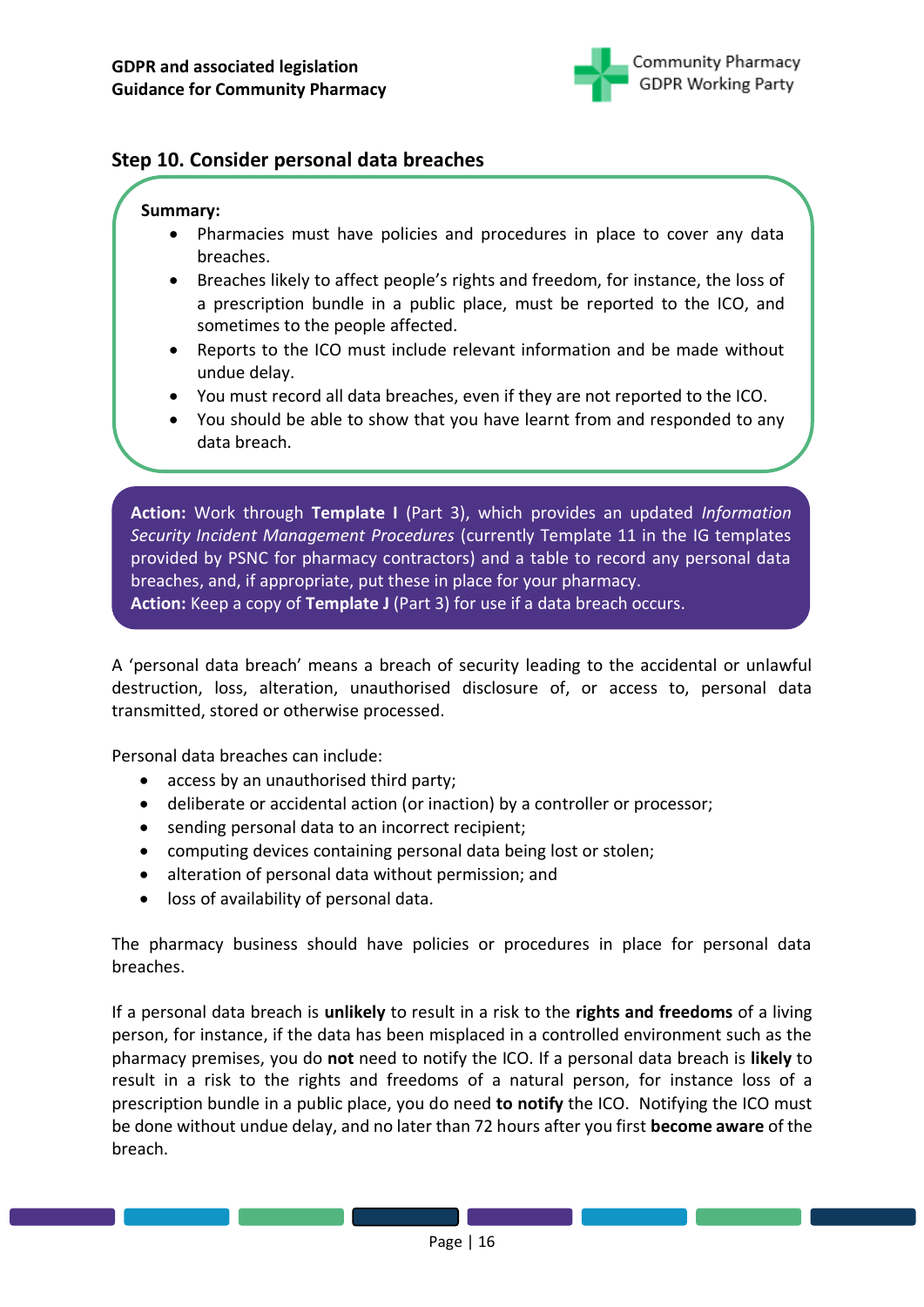## Step 10. Consider personal data breaches

**Summary:**

- Pharmacies must have policies and procedures in place to cover any data breaches.
- Breaches likely to affect people's rights and freedom, for instance, the loss of a prescription bundle in a public place, must be reported to the ICO, and sometimes to the people affected.
- Reports to the ICO must include relevant information and be made without undue delay.
- You must record all data breaches, even if they are not reported to the ICO.
- You should be able to show that you have learnt from and responded to any data breach.

**Action:** Work through **Template I** (Part 3), which provides an updated *Information Security Incident Management Procedures* (currently Template 11 in the IG templates provided by PSNC for pharmacy contractors) and a table to record any personal data breaches, and, if appropriate, put these in place for your pharmacy.
**Action:** Keep a copy of **Template J** (Part 3) for use if a data breach occurs.

A 'personal data breach' means a breach of security leading to the accidental or unlawful destruction, loss, alteration, unauthorised disclosure of, or access to, personal data transmitted, stored or otherwise processed.

Personal data breaches can include:

- access by an unauthorised third party;
- deliberate or accidental action (or inaction) by a controller or processor;
- sending personal data to an incorrect recipient;
- computing devices containing personal data being lost or stolen;
- alteration of personal data without permission; and
- loss of availability of personal data.

The pharmacy business should have policies or procedures in place for personal data breaches.

If a personal data breach is **unlikely** to result in a risk to the **rights and freedoms** of a living person, for instance, if the data has been misplaced in a controlled environment such as the pharmacy premises, you do **not** need to notify the ICO. If a personal data breach is **likely** to result in a risk to the rights and freedoms of a natural person, for instance loss of a prescription bundle in a public place, you do need **to notify** the ICO. Notifying the ICO must be done without undue delay, and no later than 72 hours after you first **become aware** of the breach.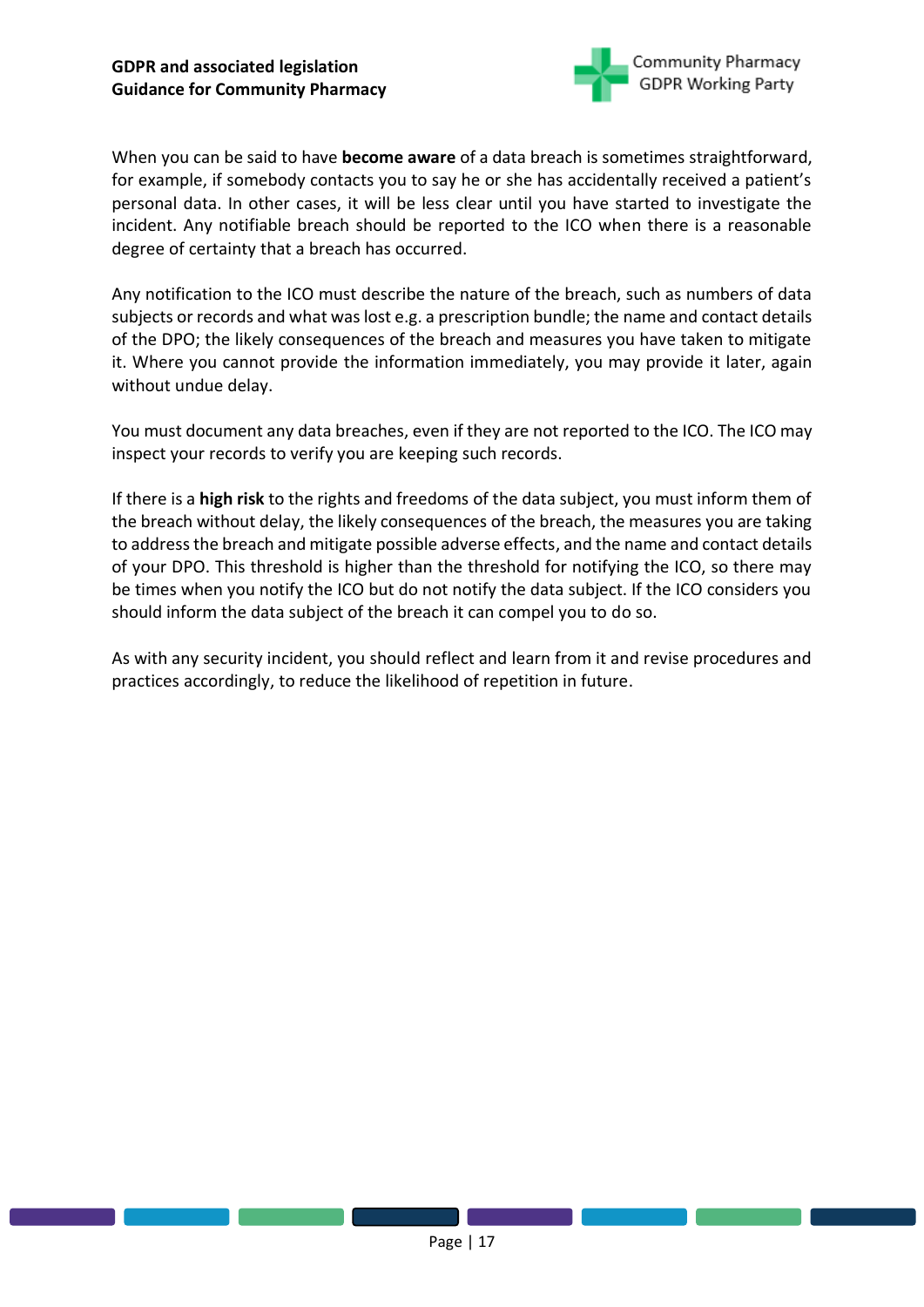When you can be said to have **become aware** of a data breach is sometimes straightforward, for example, if somebody contacts you to say he or she has accidentally received a patient's personal data. In other cases, it will be less clear until you have started to investigate the incident. Any notifiable breach should be reported to the ICO when there is a reasonable degree of certainty that a breach has occurred.

Any notification to the ICO must describe the nature of the breach, such as numbers of data subjects or records and what was lost e.g. a prescription bundle; the name and contact details of the DPO; the likely consequences of the breach and measures you have taken to mitigate it. Where you cannot provide the information immediately, you may provide it later, again without undue delay.

You must document any data breaches, even if they are not reported to the ICO. The ICO may inspect your records to verify you are keeping such records.

If there is a **high risk** to the rights and freedoms of the data subject, you must inform them of the breach without delay, the likely consequences of the breach, the measures you are taking to address the breach and mitigate possible adverse effects, and the name and contact details of your DPO. This threshold is higher than the threshold for notifying the ICO, so there may be times when you notify the ICO but do not notify the data subject. If the ICO considers you should inform the data subject of the breach it can compel you to do so.

As with any security incident, you should reflect and learn from it and revise procedures and practices accordingly, to reduce the likelihood of repetition in future.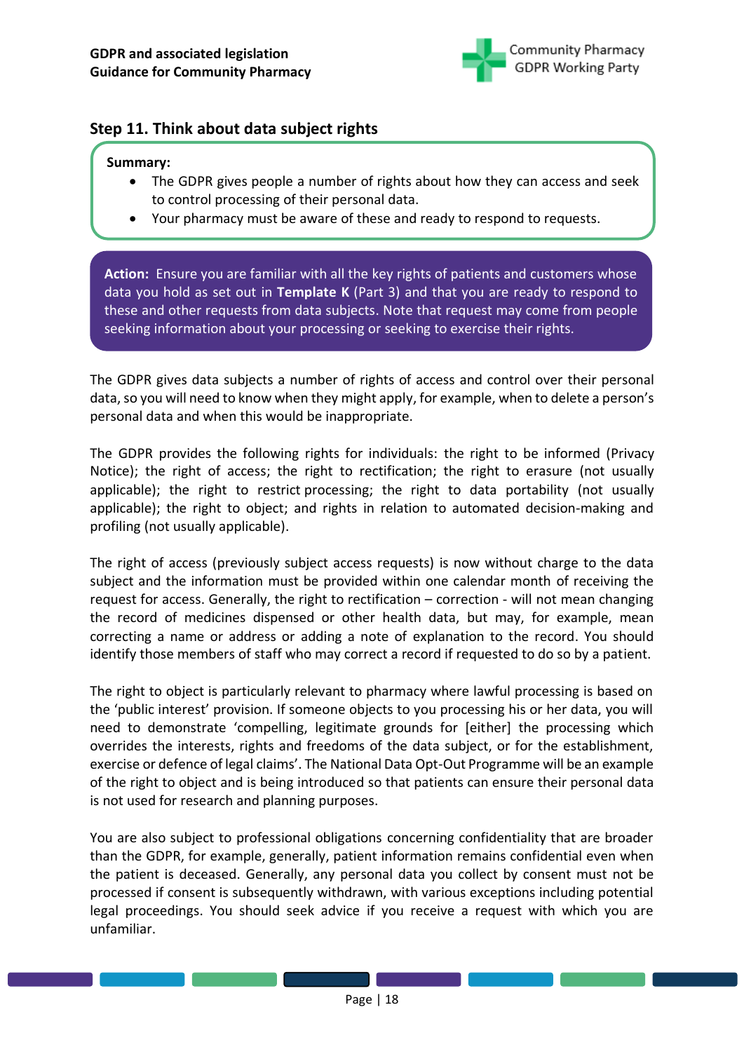## Step 11. Think about data subject rights

**Summary:**

- The GDPR gives people a number of rights about how they can access and seek to control processing of their personal data.
- Your pharmacy must be aware of these and ready to respond to requests.

**Action:** Ensure you are familiar with all the key rights of patients and customers whose data you hold as set out in **Template K** (Part 3) and that you are ready to respond to these and other requests from data subjects. Note that request may come from people seeking information about your processing or seeking to exercise their rights.

The GDPR gives data subjects a number of rights of access and control over their personal data, so you will need to know when they might apply, for example, when to delete a person's personal data and when this would be inappropriate.

The GDPR provides the following rights for individuals: the right to be informed (Privacy Notice); the right of access; the right to rectification; the right to erasure (not usually applicable); the right to restrict processing; the right to data portability (not usually applicable); the right to object; and rights in relation to automated decision-making and profiling (not usually applicable).

The right of access (previously subject access requests) is now without charge to the data subject and the information must be provided within one calendar month of receiving the request for access. Generally, the right to rectification – correction - will not mean changing the record of medicines dispensed or other health data, but may, for example, mean correcting a name or address or adding a note of explanation to the record. You should identify those members of staff who may correct a record if requested to do so by a patient.

The right to object is particularly relevant to pharmacy where lawful processing is based on the 'public interest' provision. If someone objects to you processing his or her data, you will need to demonstrate 'compelling, legitimate grounds for [either] the processing which overrides the interests, rights and freedoms of the data subject, or for the establishment, exercise or defence of legal claims'. The National Data Opt-Out Programme will be an example of the right to object and is being introduced so that patients can ensure their personal data is not used for research and planning purposes.

You are also subject to professional obligations concerning confidentiality that are broader than the GDPR, for example, generally, patient information remains confidential even when the patient is deceased. Generally, any personal data you collect by consent must not be processed if consent is subsequently withdrawn, with various exceptions including potential legal proceedings. You should seek advice if you receive a request with which you are unfamiliar.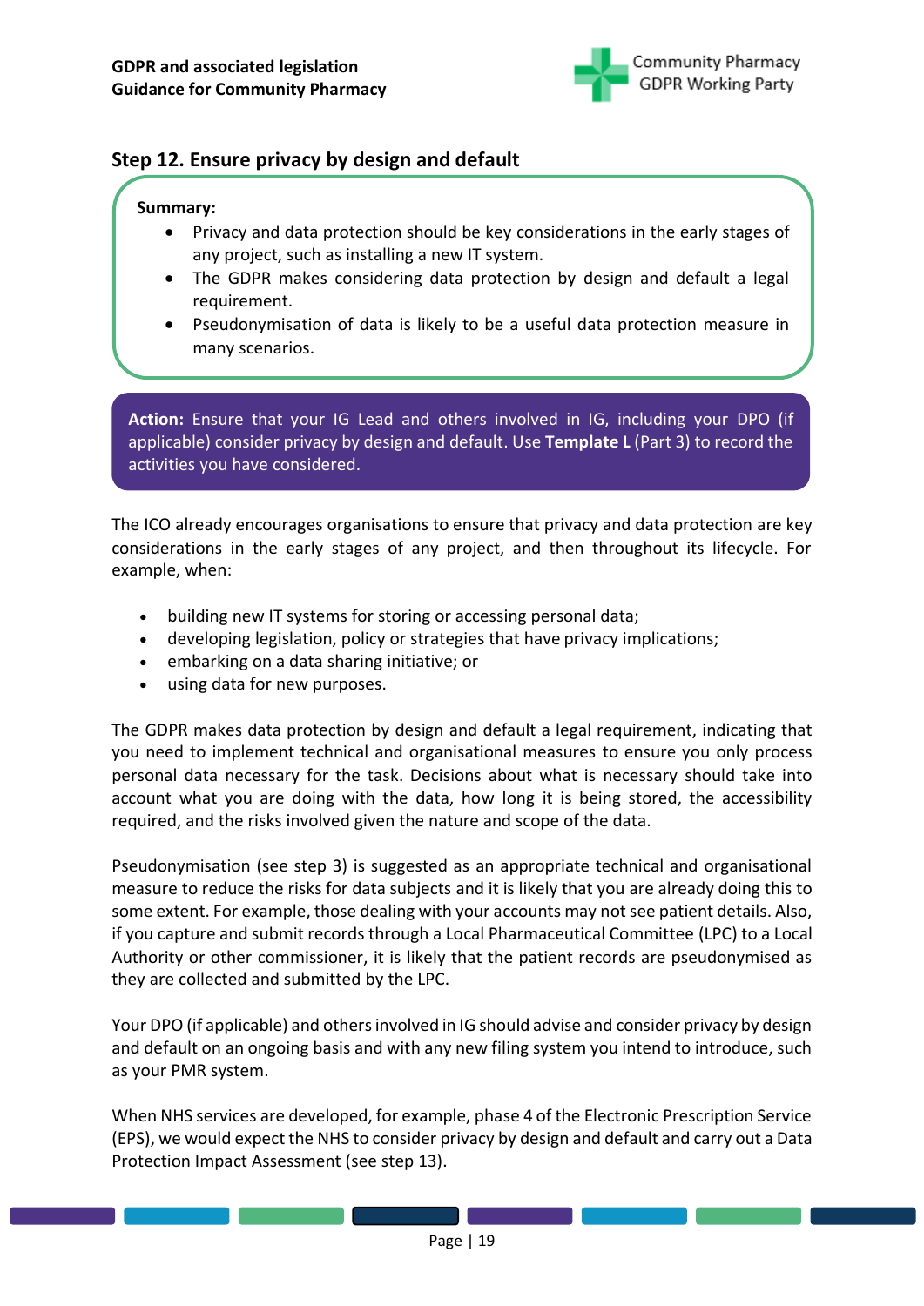## Step 12. Ensure privacy by design and default

**Summary:**

- Privacy and data protection should be key considerations in the early stages of any project, such as installing a new IT system.
- The GDPR makes considering data protection by design and default a legal requirement.
- Pseudonymisation of data is likely to be a useful data protection measure in many scenarios.

**Action:** Ensure that your IG Lead and others involved in IG, including your DPO (if applicable) consider privacy by design and default. Use **Template L** (Part 3) to record the activities you have considered.

The ICO already encourages organisations to ensure that privacy and data protection are key considerations in the early stages of any project, and then throughout its lifecycle. For example, when:

- building new IT systems for storing or accessing personal data;
- developing legislation, policy or strategies that have privacy implications;
- embarking on a data sharing initiative; or
- using data for new purposes.

The GDPR makes data protection by design and default a legal requirement, indicating that you need to implement technical and organisational measures to ensure you only process personal data necessary for the task. Decisions about what is necessary should take into account what you are doing with the data, how long it is being stored, the accessibility required, and the risks involved given the nature and scope of the data.

Pseudonymisation (see step 3) is suggested as an appropriate technical and organisational measure to reduce the risks for data subjects and it is likely that you are already doing this to some extent. For example, those dealing with your accounts may not see patient details. Also, if you capture and submit records through a Local Pharmaceutical Committee (LPC) to a Local Authority or other commissioner, it is likely that the patient records are pseudonymised as they are collected and submitted by the LPC.

Your DPO (if applicable) and others involved in IG should advise and consider privacy by design and default on an ongoing basis and with any new filing system you intend to introduce, such as your PMR system.

When NHS services are developed, for example, phase 4 of the Electronic Prescription Service (EPS), we would expect the NHS to consider privacy by design and default and carry out a Data Protection Impact Assessment (see step 13).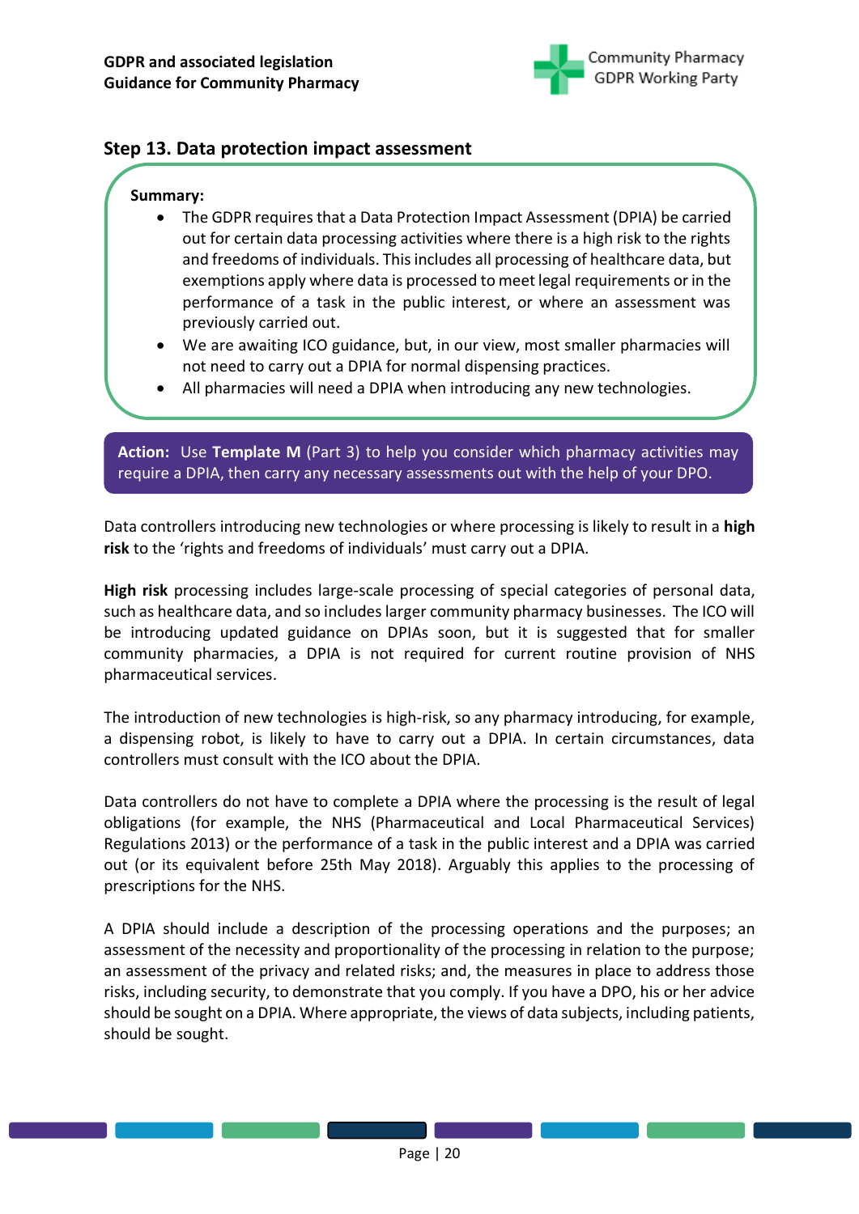## Step 13. Data protection impact assessment

**Summary:**

- The GDPR requires that a Data Protection Impact Assessment (DPIA) be carried out for certain data processing activities where there is a high risk to the rights and freedoms of individuals. This includes all processing of healthcare data, but exemptions apply where data is processed to meet legal requirements or in the performance of a task in the public interest, or where an assessment was previously carried out.
- We are awaiting ICO guidance, but, in our view, most smaller pharmacies will not need to carry out a DPIA for normal dispensing practices.
- All pharmacies will need a DPIA when introducing any new technologies.

**Action:** Use **Template M** (Part 3) to help you consider which pharmacy activities may require a DPIA, then carry any necessary assessments out with the help of your DPO.

Data controllers introducing new technologies or where processing is likely to result in a **high risk** to the 'rights and freedoms of individuals' must carry out a DPIA.

**High risk** processing includes large-scale processing of special categories of personal data, such as healthcare data, and so includes larger community pharmacy businesses. The ICO will be introducing updated guidance on DPIAs soon, but it is suggested that for smaller community pharmacies, a DPIA is not required for current routine provision of NHS pharmaceutical services.

The introduction of new technologies is high-risk, so any pharmacy introducing, for example, a dispensing robot, is likely to have to carry out a DPIA. In certain circumstances, data controllers must consult with the ICO about the DPIA.

Data controllers do not have to complete a DPIA where the processing is the result of legal obligations (for example, the NHS (Pharmaceutical and Local Pharmaceutical Services) Regulations 2013) or the performance of a task in the public interest and a DPIA was carried out (or its equivalent before 25th May 2018). Arguably this applies to the processing of prescriptions for the NHS.

A DPIA should include a description of the processing operations and the purposes; an assessment of the necessity and proportionality of the processing in relation to the purpose; an assessment of the privacy and related risks; and, the measures in place to address those risks, including security, to demonstrate that you comply. If you have a DPO, his or her advice should be sought on a DPIA. Where appropriate, the views of data subjects, including patients, should be sought.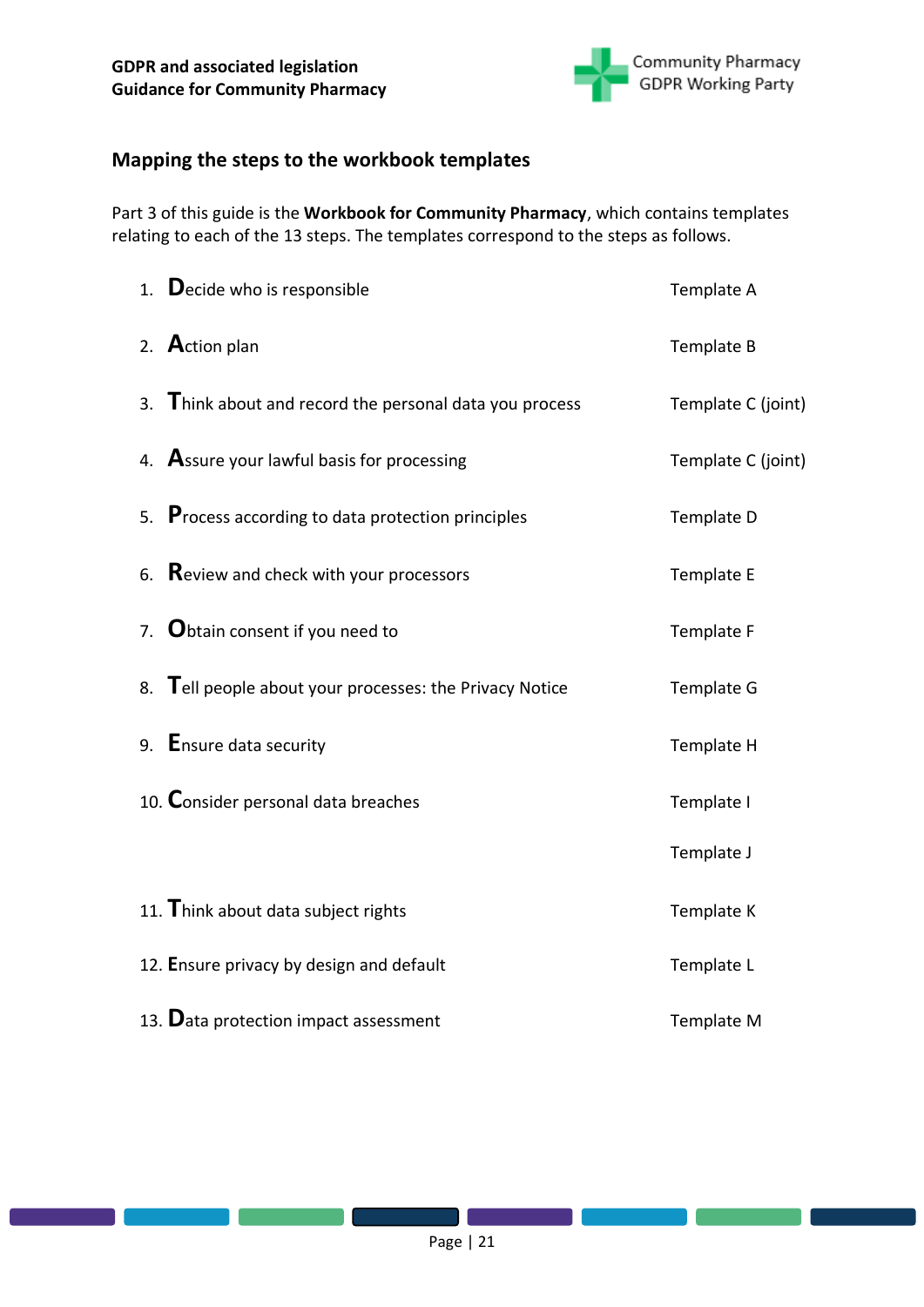## Mapping the steps to the workbook templates

Part 3 of this guide is the **Workbook for Community Pharmacy**, which contains templates relating to each of the 13 steps. The templates correspond to the steps as follows.

| | |
|---|---|
| 1. **D**ecide who is responsible | Template A |
| 2. **A**ction plan | Template B |
| 3. **T**hink about and record the personal data you process | Template C (joint) |
| 4. **A**ssure your lawful basis for processing | Template C (joint) |
| 5. **P**rocess according to data protection principles | Template D |
| 6. **R**eview and check with your processors | Template E |
| 7. **O**btain consent if you need to | Template F |
| 8. **T**ell people about your processes: the Privacy Notice | Template G |
| 9. **E**nsure data security | Template H |
| 10. **C**onsider personal data breaches | Template I |
| | Template J |
| 11. **T**hink about data subject rights | Template K |
| 12. **E**nsure privacy by design and default | Template L |
| 13. **D**ata protection impact assessment | Template M |